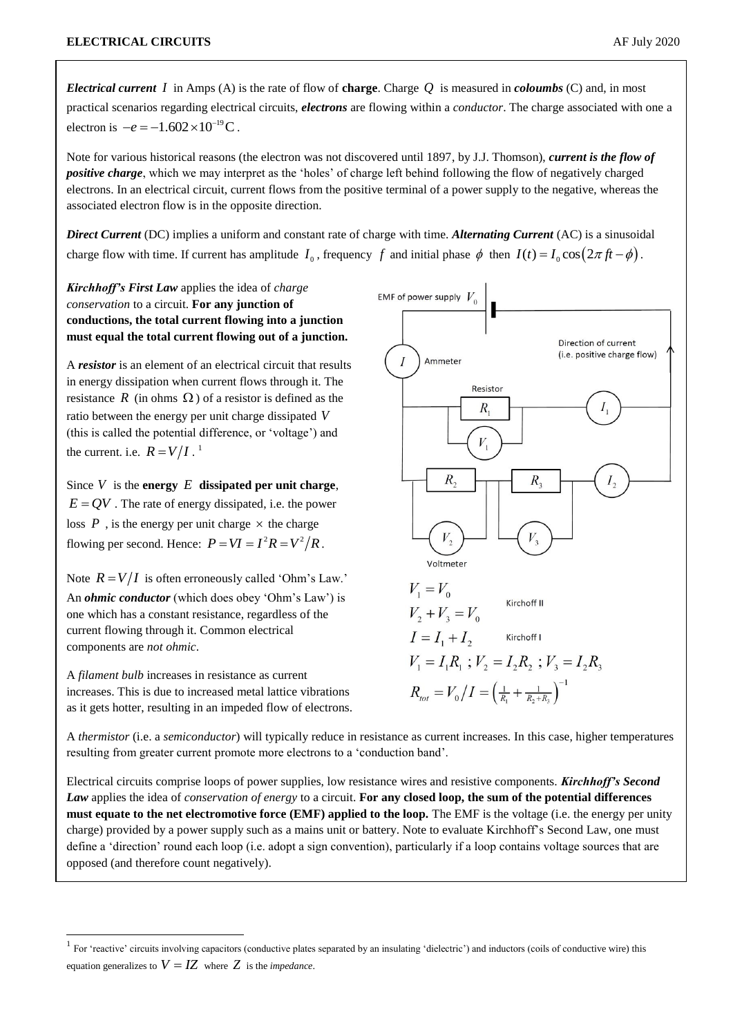***Electrical current*** $I$ in Amps (A) is the rate of flow of **charge**. Charge $Q$ is measured in ***coloumbs*** (C) and, in most practical scenarios regarding electrical circuits, ***electrons*** are flowing within a *conductor*. The charge associated with one a electron is $-e = -1.602 \times 10^{-19}\,\text{C}$.

Note for various historical reasons (the electron was not discovered until 1897, by J.J. Thomson), ***current is the flow of positive charge***, which we may interpret as the 'holes' of charge left behind following the flow of negatively charged electrons. In an electrical circuit, current flows from the positive terminal of a power supply to the negative, whereas the associated electron flow is in the opposite direction.

***Direct Current*** (DC) implies a uniform and constant rate of charge with time. ***Alternating Current*** (AC) is a sinusoidal charge flow with time. If current has amplitude $I_0$, frequency $f$ and initial phase $\phi$ then $I(t) = I_0 \cos(2\pi ft - \phi)$.

***Kirchhoff's First Law*** applies the idea of *charge conservation* to a circuit. **For any junction of conductions, the total current flowing into a junction must equal the total current flowing out of a junction.**

A ***resistor*** is an element of an electrical circuit that results in energy dissipation when current flows through it. The resistance $R$ (in ohms $\Omega$) of a resistor is defined as the ratio between the energy per unit charge dissipated $V$ (this is called the potential difference, or 'voltage') and the current. i.e. $R = V/I$. [1]

Since $V$ is the **energy** $E$ **dissipated per unit charge**, $E = QV$. The rate of energy dissipated, i.e. the power loss $P$, is the energy per unit charge $\times$ the charge flowing per second. Hence: $P = VI = I^2R = V^2/R$.

Note $R = V/I$ is often erroneously called 'Ohm's Law.' An ***ohmic conductor*** (which does obey 'Ohm's Law') is one which has a constant resistance, regardless of the current flowing through it. Common electrical components are *not ohmic*.

A *filament bulb* increases in resistance as current increases. This is due to increased metal lattice vibrations as it gets hotter, resulting in an impeded flow of electrons.

EMF of power supply $V_0$; Ammeter $I$; Resistor $R_1$; $I_1$; $V_1$; $R_2$; $R_3$; $I_2$; $V_2$; $V_3$; Voltmeter; Direction of current (i.e. positive charge flow)

$$V_1 = V_0 \quad \text{Kirchoff II}$$
$$V_2 + V_3 = V_0$$
$$I = I_1 + I_2 \quad \text{Kirchoff I}$$
$$V_1 = I_1R_1 \;;\; V_2 = I_2R_2 \;;\; V_3 = I_2R_3$$
$$R_{tot} = V_0/I = \left(\tfrac{1}{R_1} + \tfrac{1}{R_2+R_3}\right)^{-1}$$

A *thermistor* (i.e. a *semiconductor*) will typically reduce in resistance as current increases. In this case, higher temperatures resulting from greater current promote more electrons to a 'conduction band'.

Electrical circuits comprise loops of power supplies, low resistance wires and resistive components. ***Kirchhoff's Second Law*** applies the idea of *conservation of energy* to a circuit. **For any closed loop, the sum of the potential differences must equate to the net electromotive force (EMF) applied to the loop.** The EMF is the voltage (i.e. the energy per unity charge) provided by a power supply such as a mains unit or battery. Note to evaluate Kirchhoff's Second Law, one must define a 'direction' round each loop (i.e. adopt a sign convention), particularly if a loop contains voltage sources that are opposed (and therefore count negatively).

[1] For 'reactive' circuits involving capacitors (conductive plates separated by an insulating 'dielectric') and inductors (coils of conductive wire) this equation generalizes to $V = IZ$ where $Z$ is the *impedance*.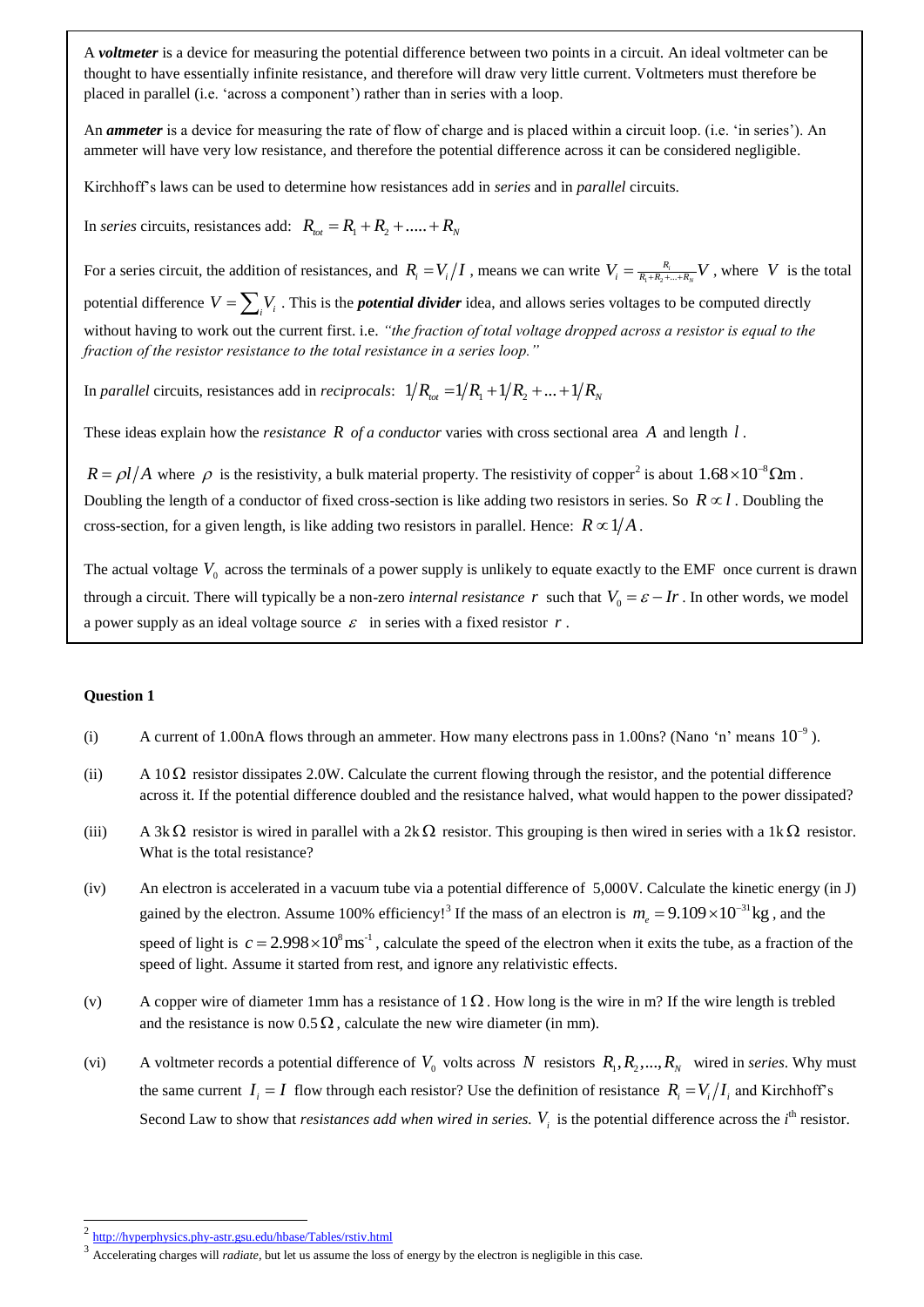A ***voltmeter*** is a device for measuring the potential difference between two points in a circuit. An ideal voltmeter can be thought to have essentially infinite resistance, and therefore will draw very little current. Voltmeters must therefore be placed in parallel (i.e. 'across a component') rather than in series with a loop.

An ***ammeter*** is a device for measuring the rate of flow of charge and is placed within a circuit loop. (i.e. 'in series'). An ammeter will have very low resistance, and therefore the potential difference across it can be considered negligible.

Kirchhoff's laws can be used to determine how resistances add in *series* and in *parallel* circuits.

In *series* circuits, resistances add: $R_{tot} = R_1 + R_2 + ..... + R_N$

For a series circuit, the addition of resistances, and $R_i = V_i / I$, means we can write $V_i = \frac{R_i}{R_1 + R_2 + ... + R_N} V$, where $V$ is the total potential difference $V = \sum_i V_i$. This is the ***potential divider*** idea, and allows series voltages to be computed directly without having to work out the current first. i.e. *"the fraction of total voltage dropped across a resistor is equal to the fraction of the resistor resistance to the total resistance in a series loop."*

In *parallel* circuits, resistances add in *reciprocals*: $1/R_{tot} = 1/R_1 + 1/R_2 + ... + 1/R_N$

These ideas explain how the *resistance* $R$ *of a conductor* varies with cross sectional area $A$ and length $l$.

$R = \rho l / A$ where $\rho$ is the resistivity, a bulk material property. The resistivity of copper[2] is about $1.68 \times 10^{-8} \Omega\text{m}$. Doubling the length of a conductor of fixed cross-section is like adding two resistors in series. So $R \propto l$. Doubling the cross-section, for a given length, is like adding two resistors in parallel. Hence: $R \propto 1/A$.

The actual voltage $V_0$ across the terminals of a power supply is unlikely to equate exactly to the EMF once current is drawn through a circuit. There will typically be a non-zero *internal resistance* $r$ such that $V_0 = \varepsilon - Ir$. In other words, we model a power supply as an ideal voltage source $\varepsilon$ in series with a fixed resistor $r$.

**Question 1**

(i) A current of 1.00nA flows through an ammeter. How many electrons pass in 1.00ns? (Nano 'n' means $10^{-9}$).

(ii) A $10\,\Omega$ resistor dissipates 2.0W. Calculate the current flowing through the resistor, and the potential difference across it. If the potential difference doubled and the resistance halved, what would happen to the power dissipated?

(iii) A $3\text{k}\Omega$ resistor is wired in parallel with a $2\text{k}\Omega$ resistor. This grouping is then wired in series with a $1\text{k}\Omega$ resistor. What is the total resistance?

(iv) An electron is accelerated in a vacuum tube via a potential difference of 5,000V. Calculate the kinetic energy (in J) gained by the electron. Assume 100% efficiency![3] If the mass of an electron is $m_e = 9.109 \times 10^{-31}\text{kg}$, and the speed of light is $c = 2.998 \times 10^8 \text{ms}^{-1}$, calculate the speed of the electron when it exits the tube, as a fraction of the speed of light. Assume it started from rest, and ignore any relativistic effects.

(v) A copper wire of diameter 1mm has a resistance of $1\,\Omega$. How long is the wire in m? If the wire length is trebled and the resistance is now $0.5\,\Omega$, calculate the new wire diameter (in mm).

(vi) A voltmeter records a potential difference of $V_0$ volts across $N$ resistors $R_1, R_2, ..., R_N$ wired in *series*. Why must the same current $I_i = I$ flow through each resistor? Use the definition of resistance $R_i = V_i / I_i$ and Kirchhoff's Second Law to show that *resistances add when wired in series.* $V_i$ is the potential difference across the $i^{\text{th}}$ resistor.

---

[2] http://hyperphysics.phy-astr.gsu.edu/hbase/Tables/rstiv.html

[3] Accelerating charges will *radiate*, but let us assume the loss of energy by the electron is negligible in this case.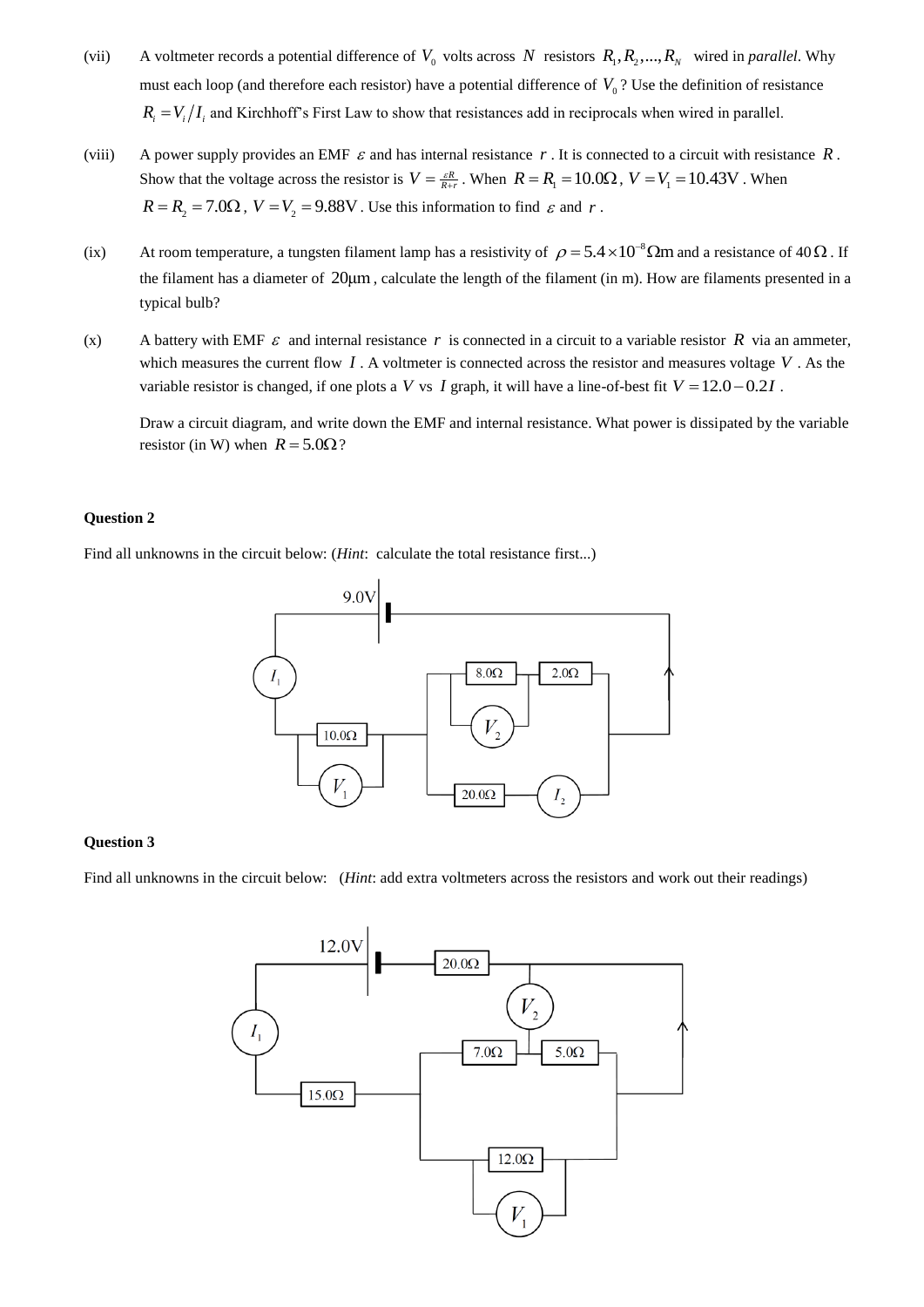(vii) A voltmeter records a potential difference of $V_0$ volts across $N$ resistors $R_1, R_2, ..., R_N$ wired in *parallel*. Why must each loop (and therefore each resistor) have a potential difference of $V_0$? Use the definition of resistance $R_i = V_i / I_i$ and Kirchhoff's First Law to show that resistances add in reciprocals when wired in parallel.

(viii) A power supply provides an EMF $\varepsilon$ and has internal resistance $r$. It is connected to a circuit with resistance $R$. Show that the voltage across the resistor is $V = \frac{\varepsilon R}{R+r}$. When $R = R_1 = 10.0\Omega$, $V = V_1 = 10.43\text{V}$. When $R = R_2 = 7.0\Omega$, $V = V_2 = 9.88\text{V}$. Use this information to find $\varepsilon$ and $r$.

(ix) At room temperature, a tungsten filament lamp has a resistivity of $\rho = 5.4 \times 10^{-8}\Omega\text{m}$ and a resistance of $40\,\Omega$. If the filament has a diameter of $20\mu\text{m}$, calculate the length of the filament (in m). How are filaments presented in a typical bulb?

(x) A battery with EMF $\varepsilon$ and internal resistance $r$ is connected in a circuit to a variable resistor $R$ via an ammeter, which measures the current flow $I$. A voltmeter is connected across the resistor and measures voltage $V$. As the variable resistor is changed, if one plots a $V$ vs $I$ graph, it will have a line-of-best fit $V = 12.0 - 0.2I$.

Draw a circuit diagram, and write down the EMF and internal resistance. What power is dissipated by the variable resistor (in W) when $R = 5.0\Omega$?

**Question 2**

Find all unknowns in the circuit below: (*Hint*: calculate the total resistance first...)

**Question 3**

Find all unknowns in the circuit below: (*Hint*: add extra voltmeters across the resistors and work out their readings)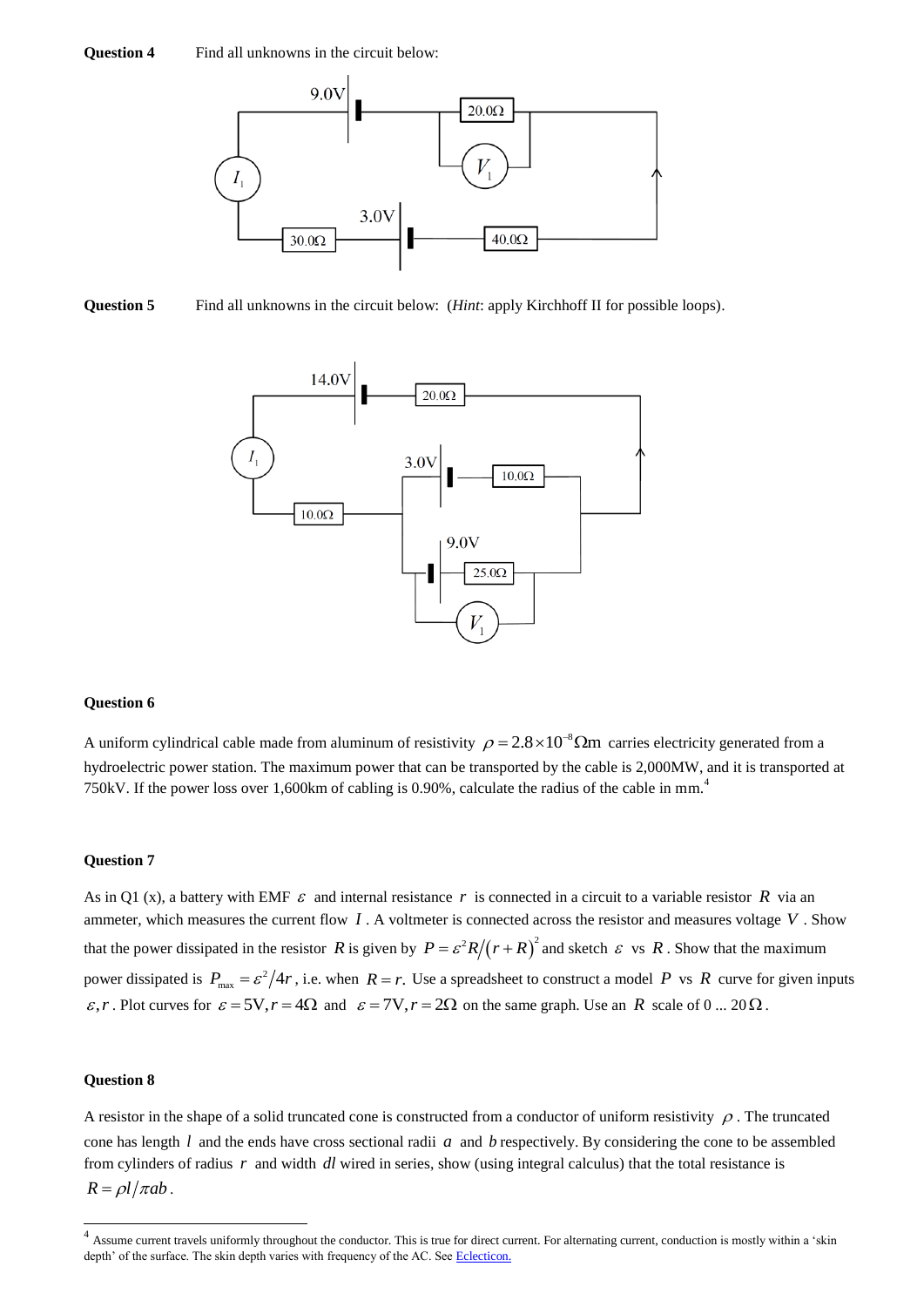**Question 4** Find all unknowns in the circuit below:

**Question 5** Find all unknowns in the circuit below: (*Hint*: apply Kirchhoff II for possible loops).

**Question 6**

A uniform cylindrical cable made from aluminum of resistivity $\rho = 2.8\times10^{-8}\,\Omega\text{m}$ carries electricity generated from a hydroelectric power station. The maximum power that can be transported by the cable is 2,000MW, and it is transported at 750kV. If the power loss over 1,600km of cabling is 0.90%, calculate the radius of the cable in mm.[4]

**Question 7**

As in Q1 (x), a battery with EMF $\varepsilon$ and internal resistance $r$ is connected in a circuit to a variable resistor $R$ via an ammeter, which measures the current flow $I$. A voltmeter is connected across the resistor and measures voltage $V$. Show that the power dissipated in the resistor $R$ is given by $P = \varepsilon^2 R/(r+R)^2$ and sketch $\varepsilon$ vs $R$. Show that the maximum power dissipated is $P_{\max} = \varepsilon^2/4r$, i.e. when $R = r$. Use a spreadsheet to construct a model $P$ vs $R$ curve for given inputs $\varepsilon, r$. Plot curves for $\varepsilon = 5\text{V}, r = 4\Omega$ and $\varepsilon = 7\text{V}, r = 2\Omega$ on the same graph. Use an $R$ scale of 0 ... 20 $\Omega$.

**Question 8**

A resistor in the shape of a solid truncated cone is constructed from a conductor of uniform resistivity $\rho$. The truncated cone has length $l$ and the ends have cross sectional radii $a$ and $b$ respectively. By considering the cone to be assembled from cylinders of radius $r$ and width $dl$ wired in series, show (using integral calculus) that the total resistance is $R = \rho l/\pi ab$.

[4] Assume current travels uniformly throughout the conductor. This is true for direct current. For alternating current, conduction is mostly within a 'skin depth' of the surface. The skin depth varies with frequency of the AC. See Eclecticon.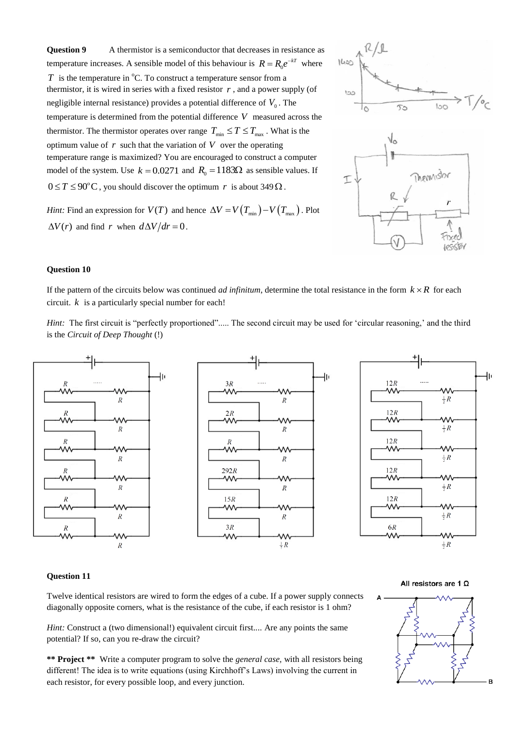**Question 9** A thermistor is a semiconductor that decreases in resistance as temperature increases. A sensible model of this behaviour is $R = R_0 e^{-kT}$ where $T$ is the temperature in $^{\circ}$C. To construct a temperature sensor from a thermistor, it is wired in series with a fixed resistor $r$, and a power supply (of negligible internal resistance) provides a potential difference of $V_0$. The temperature is determined from the potential difference $V$ measured across the thermistor. The thermistor operates over range $T_{\min} \leq T \leq T_{\max}$. What is the optimum value of $r$ such that the variation of $V$ over the operating temperature range is maximized? You are encouraged to construct a computer model of the system. Use $k = 0.0271$ and $R_0 = 1183\Omega$ as sensible values. If $0 \leq T \leq 90^{\circ}\mathrm{C}$, you should discover the optimum $r$ is about $349\,\Omega$.

*Hint:* Find an expression for $V(T)$ and hence $\Delta V = V(T_{\min}) - V(T_{\max})$. Plot $\Delta V(r)$ and find $r$ when $d\Delta V/dr = 0$.

R/Ω
1400
100
0
50
100
T/°C

$V_0$
I
Thermistor
R
r
V
Fixed resistor

**Question 10**

If the pattern of the circuits below was continued *ad infinitum*, determine the total resistance in the form $k \times R$ for each circuit. $k$ is a particularly special number for each!

*Hint:* The first circuit is "perfectly proportioned"..... The second circuit may be used for 'circular reasoning,' and the third is the *Circuit of Deep Thought* (!)

R ..... R
R R
R R
R R
R R
R R

3R ..... R
2R R
R R
292R R
15R R
3R $\frac{1}{7}R$

12R ..... $\frac{1}{2}R$
12R $\frac{1}{2}R$
12R $\frac{1}{2}R$
12R $\frac{1}{2}R$
12R $\frac{1}{2}R$
6R $\frac{1}{2}R$

**Question 11**

Twelve identical resistors are wired to form the edges of a cube. If a power supply connects diagonally opposite corners, what is the resistance of the cube, if each resistor is 1 ohm?

*Hint:* Construct a (two dimensional!) equivalent circuit first.... Are any points the same potential? If so, can you re-draw the circuit?

**\*\* Project \*\*** Write a computer program to solve the *general case*, with all resistors being different! The idea is to write equations (using Kirchhoff's Laws) involving the current in each resistor, for every possible loop, and every junction.

All resistors are 1 Ω
A
B